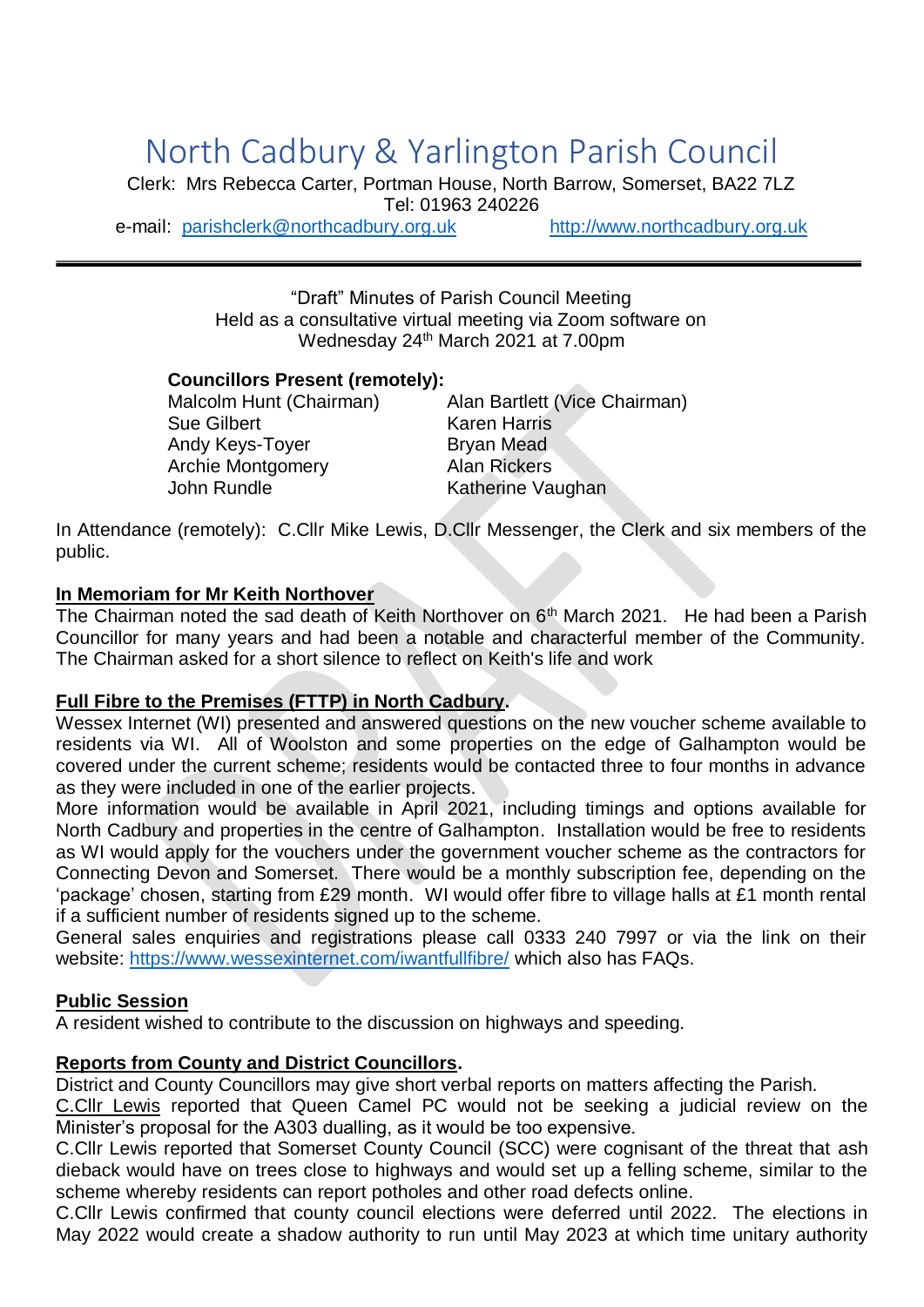# North Cadbury & Yarlington Parish Council

Clerk: Mrs Rebecca Carter, Portman House, North Barrow, Somerset, BA22 7LZ
Tel: 01963 240226
e-mail: parishclerk@northcadbury.org.uk http://www.northcadbury.org.uk

---

"Draft" Minutes of Parish Council Meeting
Held as a consultative virtual meeting via Zoom software on
Wednesday 24th March 2021 at 7.00pm

**Councillors Present (remotely):**

| | |
|---|---|
| Malcolm Hunt (Chairman) | Alan Bartlett (Vice Chairman) |
| Sue Gilbert | Karen Harris |
| Andy Keys-Toyer | Bryan Mead |
| Archie Montgomery | Alan Rickers |
| John Rundle | Katherine Vaughan |

In Attendance (remotely): C.Cllr Mike Lewis, D.Cllr Messenger, the Clerk and six members of the public.

**In Memoriam for Mr Keith Northover**

The Chairman noted the sad death of Keith Northover on 6th March 2021. He had been a Parish Councillor for many years and had been a notable and characterful member of the Community. The Chairman asked for a short silence to reflect on Keith's life and work

**Full Fibre to the Premises (FTTP) in North Cadbury.**

Wessex Internet (WI) presented and answered questions on the new voucher scheme available to residents via WI. All of Woolston and some properties on the edge of Galhampton would be covered under the current scheme; residents would be contacted three to four months in advance as they were included in one of the earlier projects.

More information would be available in April 2021, including timings and options available for North Cadbury and properties in the centre of Galhampton. Installation would be free to residents as WI would apply for the vouchers under the government voucher scheme as the contractors for Connecting Devon and Somerset. There would be a monthly subscription fee, depending on the 'package' chosen, starting from £29 month. WI would offer fibre to village halls at £1 month rental if a sufficient number of residents signed up to the scheme.

General sales enquiries and registrations please call 0333 240 7997 or via the link on their website: https://www.wessexinternet.com/iwantfullfibre/ which also has FAQs.

**Public Session**

A resident wished to contribute to the discussion on highways and speeding.

**Reports from County and District Councillors.**

District and County Councillors may give short verbal reports on matters affecting the Parish.

C.Cllr Lewis reported that Queen Camel PC would not be seeking a judicial review on the Minister's proposal for the A303 dualling, as it would be too expensive.

C.Cllr Lewis reported that Somerset County Council (SCC) were cognisant of the threat that ash dieback would have on trees close to highways and would set up a felling scheme, similar to the scheme whereby residents can report potholes and other road defects online.

C.Cllr Lewis confirmed that county council elections were deferred until 2022. The elections in May 2022 would create a shadow authority to run until May 2023 at which time unitary authority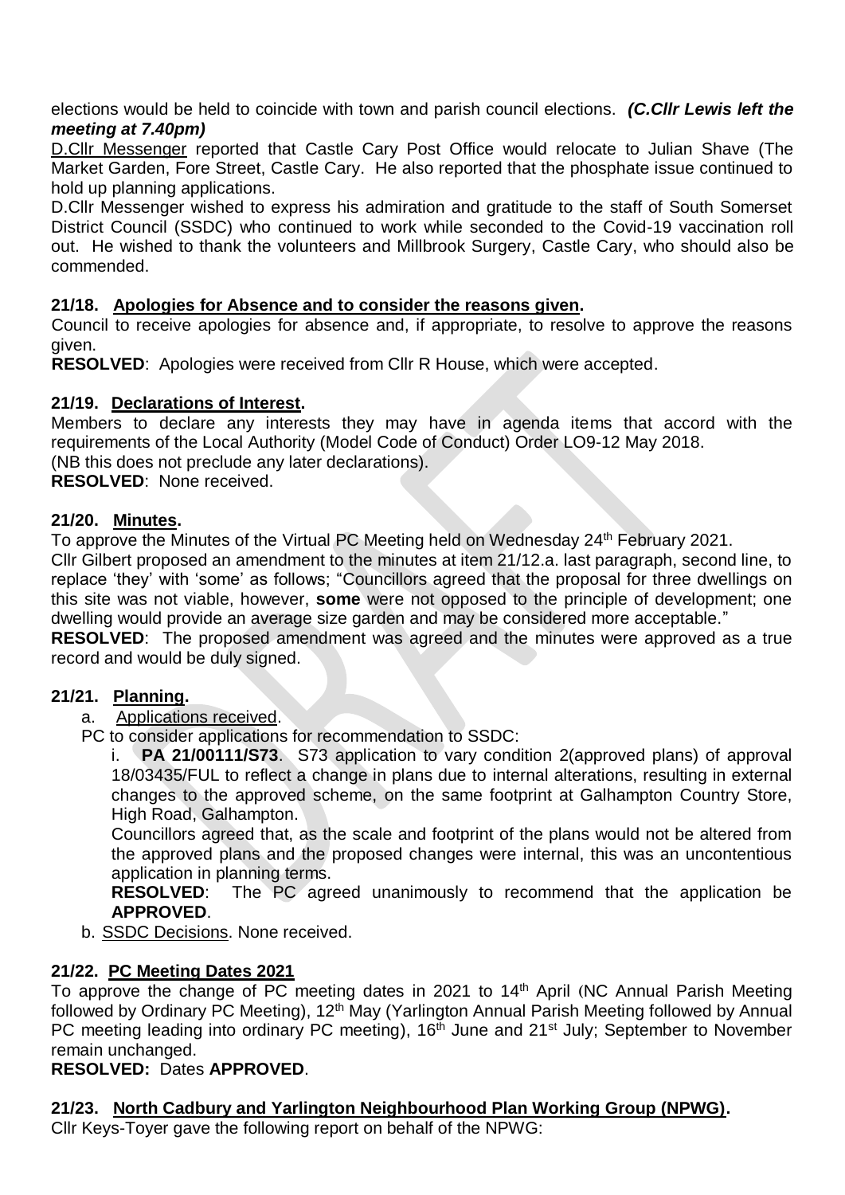elections would be held to coincide with town and parish council elections. ***(C.Cllr Lewis left the meeting at 7.40pm)***

D.Cllr Messenger reported that Castle Cary Post Office would relocate to Julian Shave (The Market Garden, Fore Street, Castle Cary. He also reported that the phosphate issue continued to hold up planning applications.

D.Cllr Messenger wished to express his admiration and gratitude to the staff of South Somerset District Council (SSDC) who continued to work while seconded to the Covid-19 vaccination roll out. He wished to thank the volunteers and Millbrook Surgery, Castle Cary, who should also be commended.

## 21/18. Apologies for Absence and to consider the reasons given.

Council to receive apologies for absence and, if appropriate, to resolve to approve the reasons given.

**RESOLVED**: Apologies were received from Cllr R House, which were accepted.

## 21/19. Declarations of Interest.

Members to declare any interests they may have in agenda items that accord with the requirements of the Local Authority (Model Code of Conduct) Order LO9-12 May 2018.

(NB this does not preclude any later declarations).

**RESOLVED**: None received.

## 21/20. Minutes.

To approve the Minutes of the Virtual PC Meeting held on Wednesday 24th February 2021.

Cllr Gilbert proposed an amendment to the minutes at item 21/12.a. last paragraph, second line, to replace 'they' with 'some' as follows; "Councillors agreed that the proposal for three dwellings on this site was not viable, however, **some** were not opposed to the principle of development; one dwelling would provide an average size garden and may be considered more acceptable."

**RESOLVED**: The proposed amendment was agreed and the minutes were approved as a true record and would be duly signed.

## 21/21. Planning.

a. Applications received.

PC to consider applications for recommendation to SSDC:

i. **PA 21/00111/S73**. S73 application to vary condition 2(approved plans) of approval 18/03435/FUL to reflect a change in plans due to internal alterations, resulting in external changes to the approved scheme, on the same footprint at Galhampton Country Store, High Road, Galhampton.

Councillors agreed that, as the scale and footprint of the plans would not be altered from the approved plans and the proposed changes were internal, this was an uncontentious application in planning terms.

**RESOLVED**: The PC agreed unanimously to recommend that the application be **APPROVED**.

b. SSDC Decisions. None received.

## 21/22. PC Meeting Dates 2021

To approve the change of PC meeting dates in 2021 to 14th April (NC Annual Parish Meeting followed by Ordinary PC Meeting), 12th May (Yarlington Annual Parish Meeting followed by Annual PC meeting leading into ordinary PC meeting), 16th June and 21st July; September to November remain unchanged.

**RESOLVED:** Dates **APPROVED**.

## 21/23. North Cadbury and Yarlington Neighbourhood Plan Working Group (NPWG).

Cllr Keys-Toyer gave the following report on behalf of the NPWG: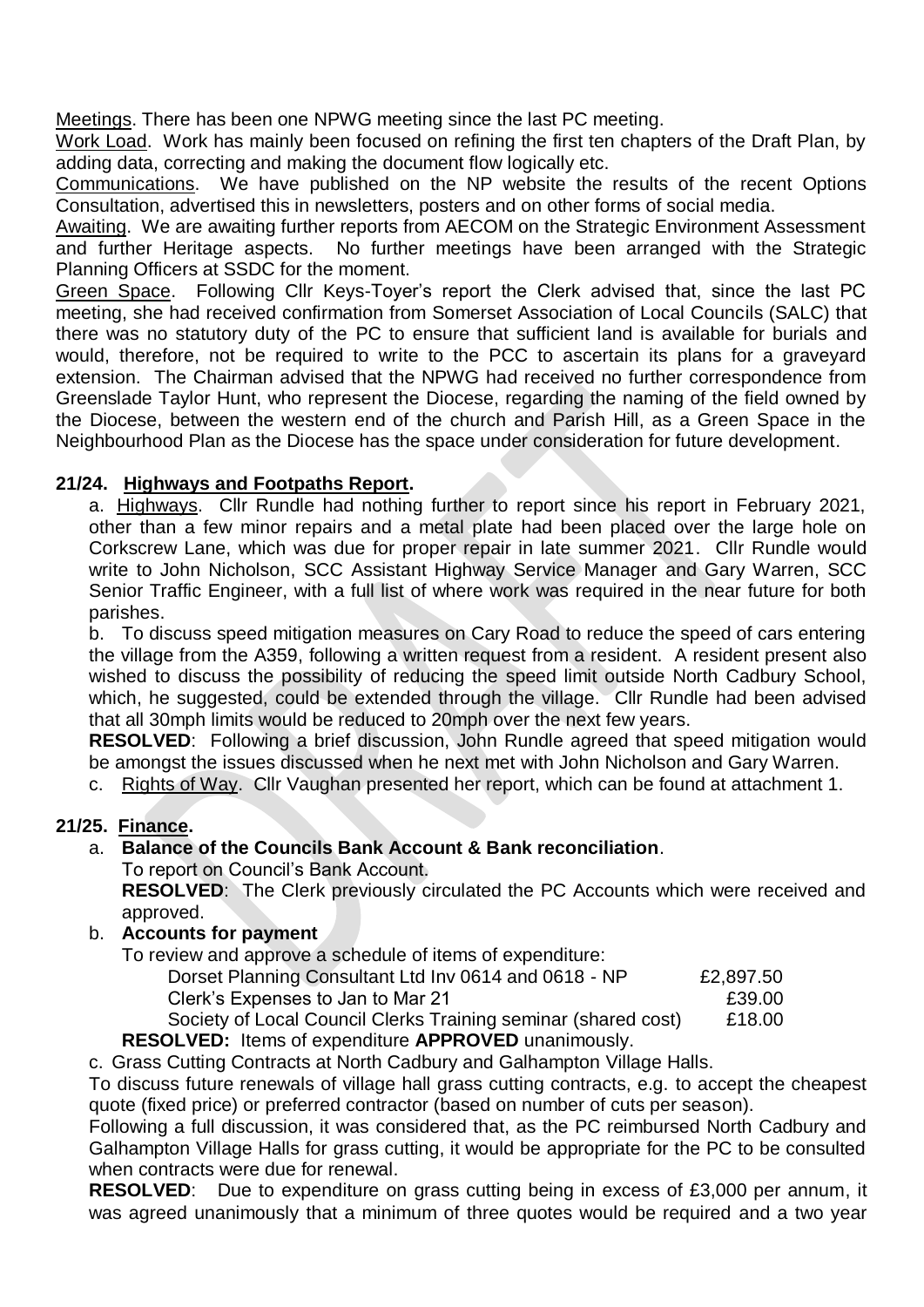Meetings. There has been one NPWG meeting since the last PC meeting.

Work Load. Work has mainly been focused on refining the first ten chapters of the Draft Plan, by adding data, correcting and making the document flow logically etc.

Communications. We have published on the NP website the results of the recent Options Consultation, advertised this in newsletters, posters and on other forms of social media.

Awaiting. We are awaiting further reports from AECOM on the Strategic Environment Assessment and further Heritage aspects. No further meetings have been arranged with the Strategic Planning Officers at SSDC for the moment.

Green Space. Following Cllr Keys-Toyer's report the Clerk advised that, since the last PC meeting, she had received confirmation from Somerset Association of Local Councils (SALC) that there was no statutory duty of the PC to ensure that sufficient land is available for burials and would, therefore, not be required to write to the PCC to ascertain its plans for a graveyard extension. The Chairman advised that the NPWG had received no further correspondence from Greenslade Taylor Hunt, who represent the Diocese, regarding the naming of the field owned by the Diocese, between the western end of the church and Parish Hill, as a Green Space in the Neighbourhood Plan as the Diocese has the space under consideration for future development.

## 21/24. Highways and Footpaths Report.

a. Highways. Cllr Rundle had nothing further to report since his report in February 2021, other than a few minor repairs and a metal plate had been placed over the large hole on Corkscrew Lane, which was due for proper repair in late summer 2021. Cllr Rundle would write to John Nicholson, SCC Assistant Highway Service Manager and Gary Warren, SCC Senior Traffic Engineer, with a full list of where work was required in the near future for both parishes.

b. To discuss speed mitigation measures on Cary Road to reduce the speed of cars entering the village from the A359, following a written request from a resident. A resident present also wished to discuss the possibility of reducing the speed limit outside North Cadbury School, which, he suggested, could be extended through the village. Cllr Rundle had been advised that all 30mph limits would be reduced to 20mph over the next few years.

**RESOLVED**: Following a brief discussion, John Rundle agreed that speed mitigation would be amongst the issues discussed when he next met with John Nicholson and Gary Warren.

c. Rights of Way. Cllr Vaughan presented her report, which can be found at attachment 1.

## 21/25. Finance.

a. **Balance of the Councils Bank Account & Bank reconciliation**.

To report on Council's Bank Account.

**RESOLVED**: The Clerk previously circulated the PC Accounts which were received and approved.

b. **Accounts for payment**

To review and approve a schedule of items of expenditure:

| | |
|---|---|
| Dorset Planning Consultant Ltd Inv 0614 and 0618 - NP | £2,897.50 |
| Clerk's Expenses to Jan to Mar 21 | £39.00 |
| Society of Local Council Clerks Training seminar (shared cost) | £18.00 |

**RESOLVED:** Items of expenditure **APPROVED** unanimously.

c. Grass Cutting Contracts at North Cadbury and Galhampton Village Halls.

To discuss future renewals of village hall grass cutting contracts, e.g. to accept the cheapest quote (fixed price) or preferred contractor (based on number of cuts per season).

Following a full discussion, it was considered that, as the PC reimbursed North Cadbury and Galhampton Village Halls for grass cutting, it would be appropriate for the PC to be consulted when contracts were due for renewal.

**RESOLVED**: Due to expenditure on grass cutting being in excess of £3,000 per annum, it was agreed unanimously that a minimum of three quotes would be required and a two year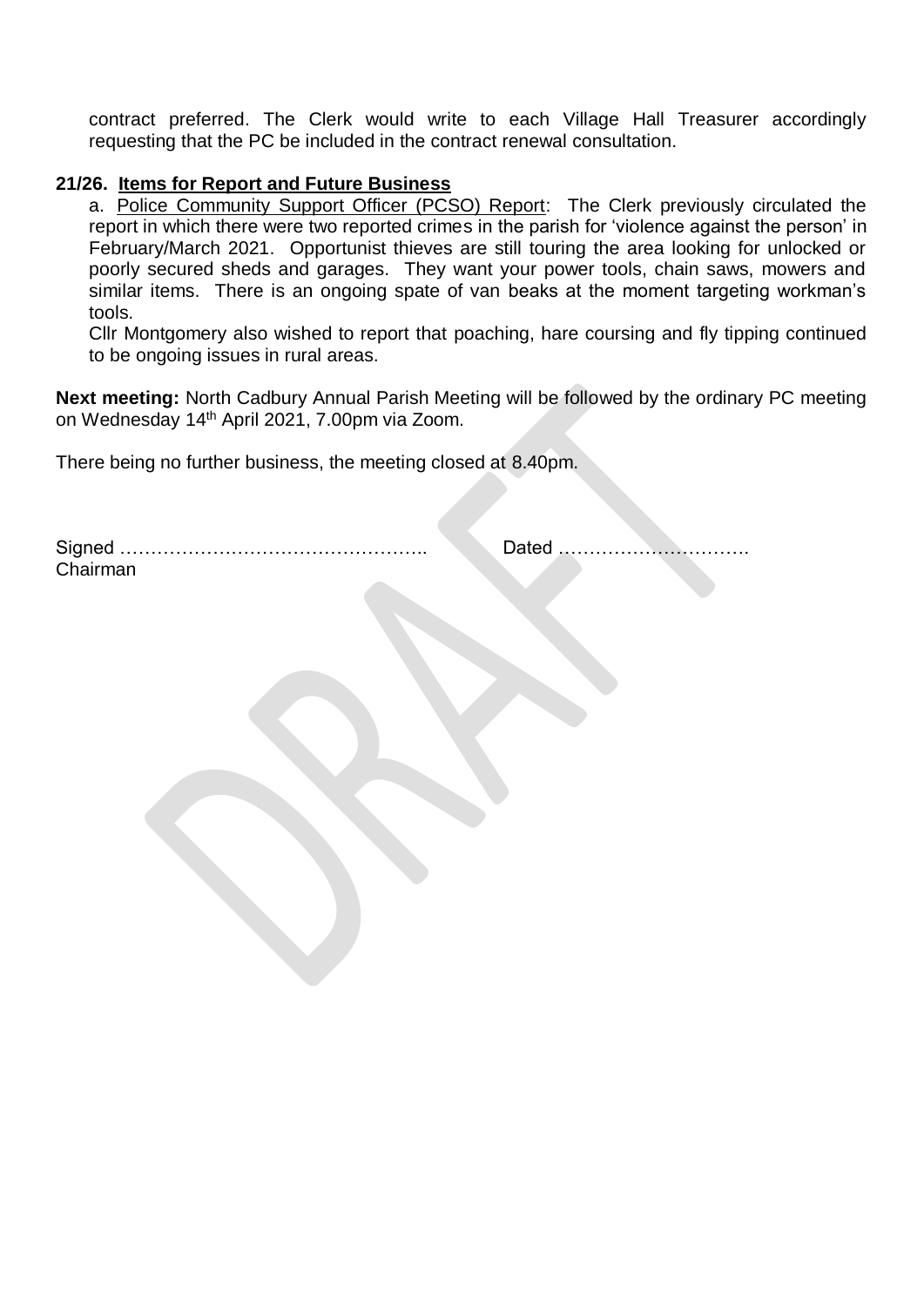contract preferred. The Clerk would write to each Village Hall Treasurer accordingly requesting that the PC be included in the contract renewal consultation.

**21/26. Items for Report and Future Business**

a. Police Community Support Officer (PCSO) Report: The Clerk previously circulated the report in which there were two reported crimes in the parish for 'violence against the person' in February/March 2021. Opportunist thieves are still touring the area looking for unlocked or poorly secured sheds and garages. They want your power tools, chain saws, mowers and similar items. There is an ongoing spate of van beaks at the moment targeting workman's tools.

Cllr Montgomery also wished to report that poaching, hare coursing and fly tipping continued to be ongoing issues in rural areas.

**Next meeting:** North Cadbury Annual Parish Meeting will be followed by the ordinary PC meeting on Wednesday 14th April 2021, 7.00pm via Zoom.

There being no further business, the meeting closed at 8.40pm.

Signed ………………………………………….. Dated …………………………

Chairman

DRAFT